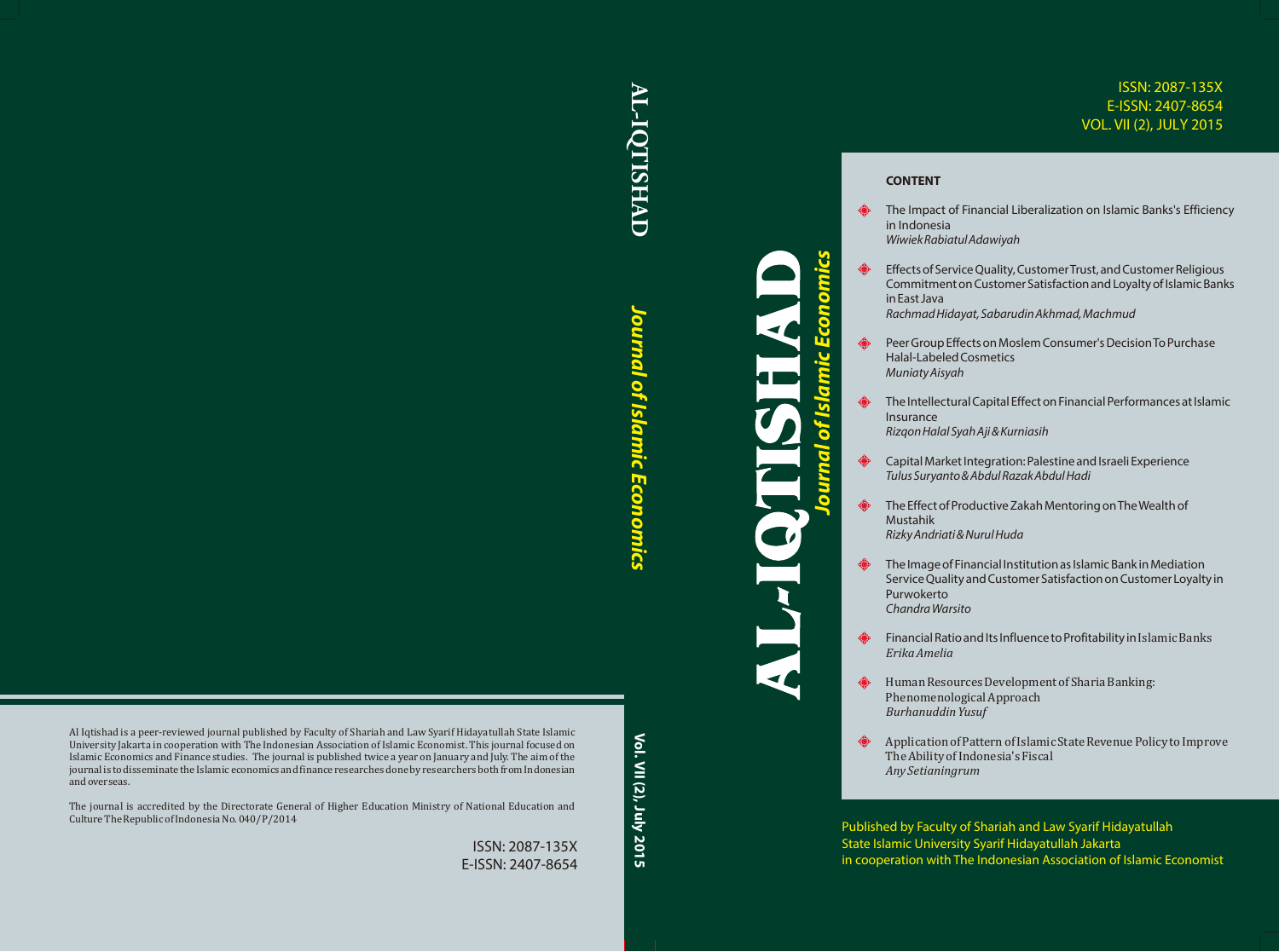# AL-IQTISHAD

## Journal of Islamic Economics

ISSN: 2087-135X
E-ISSN: 2407-8654
VOL. VII (2), JULY 2015

**CONTENT**

- The Impact of Financial Liberalization on Islamic Banks's Efficiency in Indonesia
  *Wiwiek Rabiatul Adawiyah*
- Effects of Service Quality, Customer Trust, and Customer Religious Commitment on Customer Satisfaction and Loyalty of Islamic Banks in East Java
  *Rachmad Hidayat, Sabarudin Akhmad, Machmud*
- Peer Group Effects on Moslem Consumer's Decision To Purchase Halal-Labeled Cosmetics
  *Muniaty Aisyah*
- The Intellectural Capital Effect on Financial Performances at Islamic Insurance
  *Rizqon Halal Syah Aji & Kurniasih*
- Capital Market Integration: Palestine and Israeli Experience
  *Tulus Suryanto & Abdul Razak Abdul Hadi*
- The Effect of Productive Zakah Mentoring on The Wealth of Mustahik
  *Rizky Andriati & Nurul Huda*
- The Image of Financial Institution as Islamic Bank in Mediation Service Quality and Customer Satisfaction on Customer Loyalty in Purwokerto
  *Chandra Warsito*
- Financial Ratio and Its Influence to Profitability in Islamic Banks
  *Erika Amelia*
- Human Resources Development of Sharia Banking: Phenomenological Approach
  *Burhanuddin Yusuf*
- Application of Pattern of Islamic State Revenue Policy to Improve The Ability of Indonesia's Fiscal
  *Any Setianingrum*

Published by Faculty of Shariah and Law Syarif Hidayatullah State Islamic University Syarif Hidayatullah Jakarta in cooperation with The Indonesian Association of Islamic Economist

AL-IQTISHAD *Journal of Islamic Economics* Vol. VII (2), July 2015

Al Iqtishad is a peer-reviewed journal published by Faculty of Shariah and Law Syarif Hidayatullah State Islamic University Jakarta in cooperation with The Indonesian Association of Islamic Economist. This journal focused on Islamic Economics and Finance studies. The journal is published twice a year on January and July. The aim of the journal is to disseminate the Islamic economics and finance researches done by researchers both from Indonesian and overseas.

The journal is accredited by the Directorate General of Higher Education Ministry of National Education and Culture The Republic of Indonesia No. 040/P/2014

ISSN: 2087-135X
E-ISSN: 2407-8654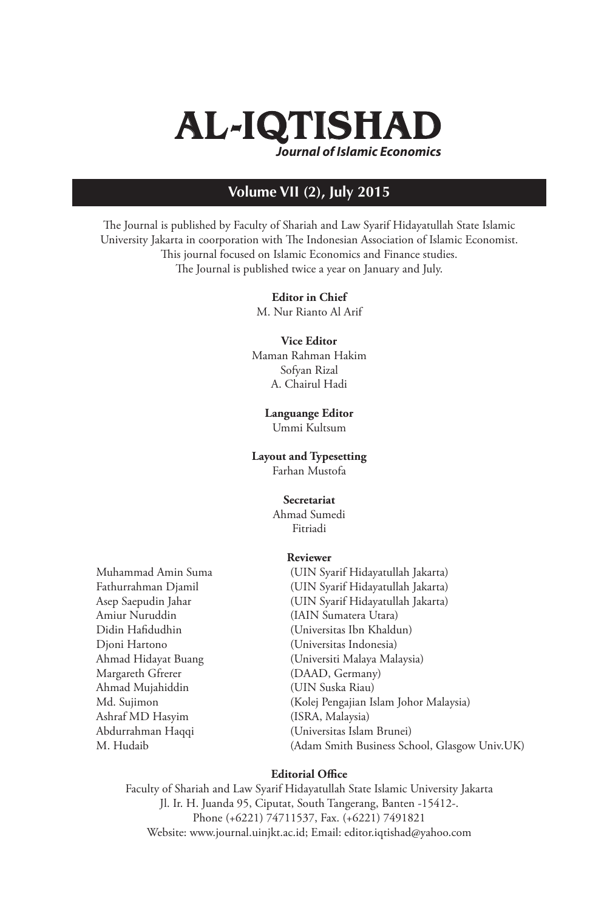# AL-IQTISHAD

***Journal of Islamic Economics***

## Volume VII (2), July 2015

The Journal is published by Faculty of Shariah and Law Syarif Hidayatullah State Islamic University Jakarta in coorporation with The Indonesian Association of Islamic Economist. This journal focused on Islamic Economics and Finance studies. The Journal is published twice a year on January and July.

**Editor in Chief**
M. Nur Rianto Al Arif

**Vice Editor**
Maman Rahman Hakim
Sofyan Rizal
A. Chairul Hadi

**Languange Editor**
Ummi Kultsum

**Layout and Typesetting**
Farhan Mustofa

**Secretariat**
Ahmad Sumedi
Fitriadi

**Reviewer**

| | |
|---|---|
| Muhammad Amin Suma | (UIN Syarif Hidayatullah Jakarta) |
| Fathurrahman Djamil | (UIN Syarif Hidayatullah Jakarta) |
| Asep Saepudin Jahar | (UIN Syarif Hidayatullah Jakarta) |
| Amiur Nuruddin | (IAIN Sumatera Utara) |
| Didin Hafidudhin | (Universitas Ibn Khaldun) |
| Djoni Hartono | (Universitas Indonesia) |
| Ahmad Hidayat Buang | (Universiti Malaya Malaysia) |
| Margareth Gfrerer | (DAAD, Germany) |
| Ahmad Mujahiddin | (UIN Suska Riau) |
| Md. Sujimon | (Kolej Pengajian Islam Johor Malaysia) |
| Ashraf MD Hasyim | (ISRA, Malaysia) |
| Abdurrahman Haqqi | (Universitas Islam Brunei) |
| M. Hudaib | (Adam Smith Business School, Glasgow Univ.UK) |

**Editorial Office**
Faculty of Shariah and Law Syarif Hidayatullah State Islamic University Jakarta
Jl. Ir. H. Juanda 95, Ciputat, South Tangerang, Banten -15412-.
Phone (+6221) 74711537, Fax. (+6221) 7491821
Website: www.journal.uinjkt.ac.id; Email: editor.iqtishad@yahoo.com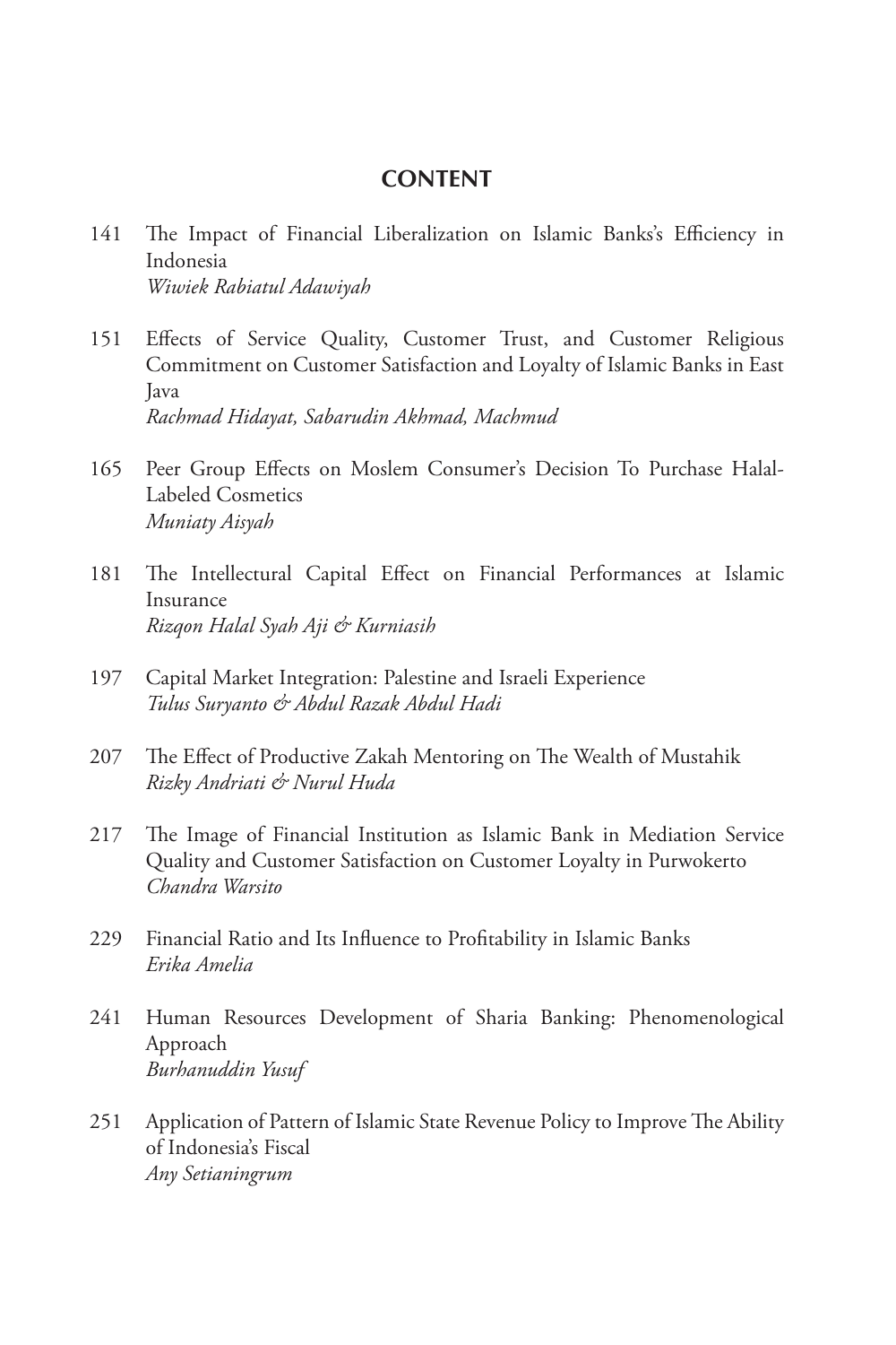## CONTENT

141 The Impact of Financial Liberalization on Islamic Banks's Efficiency in Indonesia
*Wiwiek Rabiatul Adawiyah*

151 Effects of Service Quality, Customer Trust, and Customer Religious Commitment on Customer Satisfaction and Loyalty of Islamic Banks in East Java
*Rachmad Hidayat, Sabarudin Akhmad, Machmud*

165 Peer Group Effects on Moslem Consumer's Decision To Purchase Halal-Labeled Cosmetics
*Muniaty Aisyah*

181 The Intellectural Capital Effect on Financial Performances at Islamic Insurance
*Rizqon Halal Syah Aji & Kurniasih*

197 Capital Market Integration: Palestine and Israeli Experience
*Tulus Suryanto & Abdul Razak Abdul Hadi*

207 The Effect of Productive Zakah Mentoring on The Wealth of Mustahik
*Rizky Andriati & Nurul Huda*

217 The Image of Financial Institution as Islamic Bank in Mediation Service Quality and Customer Satisfaction on Customer Loyalty in Purwokerto
*Chandra Warsito*

229 Financial Ratio and Its Influence to Profitability in Islamic Banks
*Erika Amelia*

241 Human Resources Development of Sharia Banking: Phenomenological Approach
*Burhanuddin Yusuf*

251 Application of Pattern of Islamic State Revenue Policy to Improve The Ability of Indonesia's Fiscal
*Any Setianingrum*